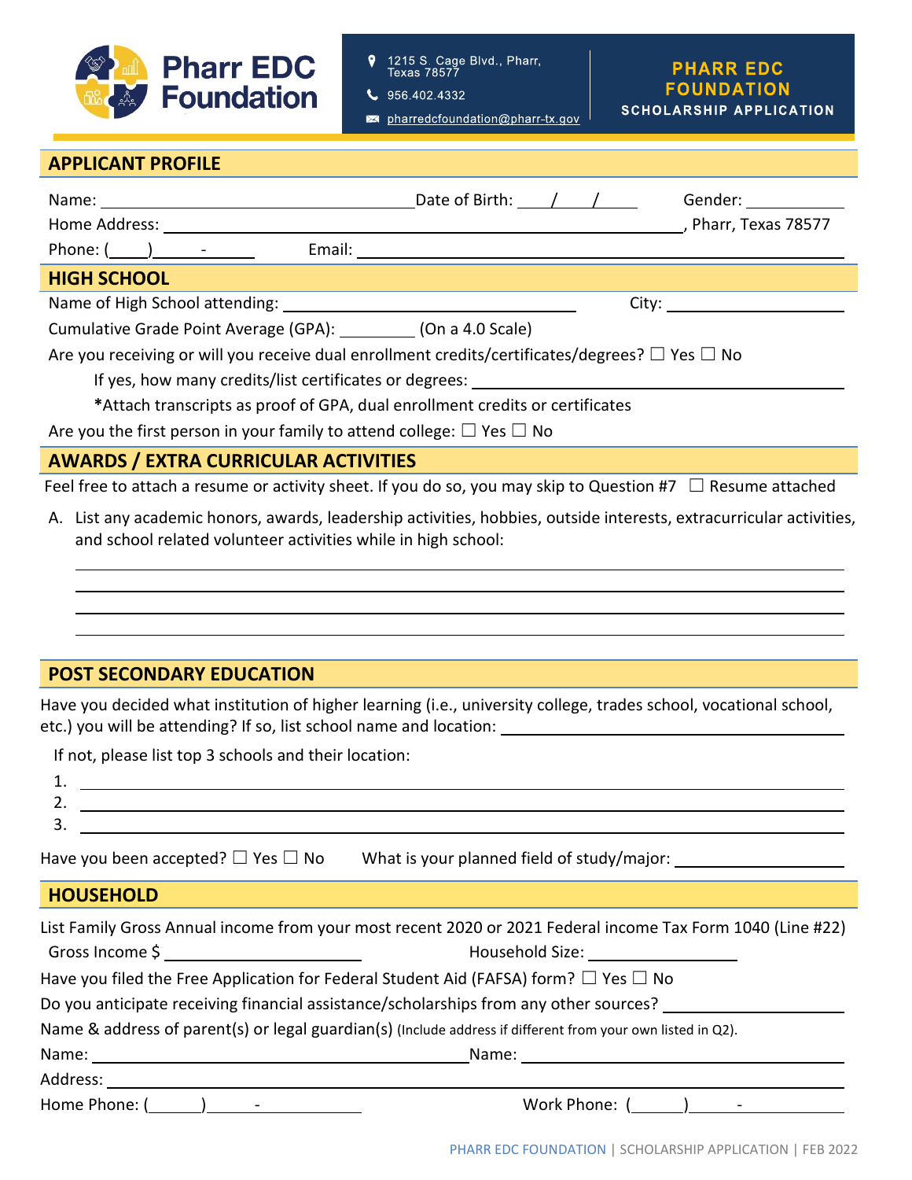# Pharr EDC Foundation

1215 S. Cage Blvd., Pharr, Texas 78577
956.402.4332
pharredcfoundation@pharr-tx.gov

**PHARR EDC FOUNDATION**
**SCHOLARSHIP APPLICATION**

## APPLICANT PROFILE

Name: ______________________ Date of Birth: ___/___/___ Gender: ________

Home Address: ______________________________________, Pharr, Texas 78577

Phone: (____)_____-______ Email: ______________________

## HIGH SCHOOL

Name of High School attending: ______________________ City: ______________

Cumulative Grade Point Average (GPA): ________ (On a 4.0 Scale)

Are you receiving or will you receive dual enrollment credits/certificates/degrees? ☐ Yes ☐ No

If yes, how many credits/list certificates or degrees: ______________________

***Attach transcripts as proof of GPA, dual enrollment credits or certificates**

Are you the first person in your family to attend college: ☐ Yes ☐ No

## AWARDS / EXTRA CURRICULAR ACTIVITIES

Feel free to attach a resume or activity sheet. If you do so, you may skip to Question #7 ☐ Resume attached

A. List any academic honors, awards, leadership activities, hobbies, outside interests, extracurricular activities, and school related volunteer activities while in high school:

______________________________________________

______________________________________________

______________________________________________

______________________________________________

## POST SECONDARY EDUCATION

Have you decided what institution of higher learning (i.e., university college, trades school, vocational school, etc.) you will be attending? If so, list school name and location: ______________________

If not, please list top 3 schools and their location:

1. ______________________
2. ______________________
3. ______________________

Have you been accepted? ☐ Yes ☐ No What is your planned field of study/major: ______________

## HOUSEHOLD

List Family Gross Annual income from your most recent 2020 or 2021 Federal income Tax Form 1040 (Line #22)

Gross Income $ ______________ Household Size: ______________

Have you filed the Free Application for Federal Student Aid (FAFSA) form? ☐ Yes ☐ No

Do you anticipate receiving financial assistance/scholarships from any other sources? ______________

Name & address of parent(s) or legal guardian(s) (Include address if different from your own listed in Q2).

Name: ______________________ Name: ______________________

Address: ______________________________________________

Home Phone: (______)_____-______ Work Phone: (______)_____-______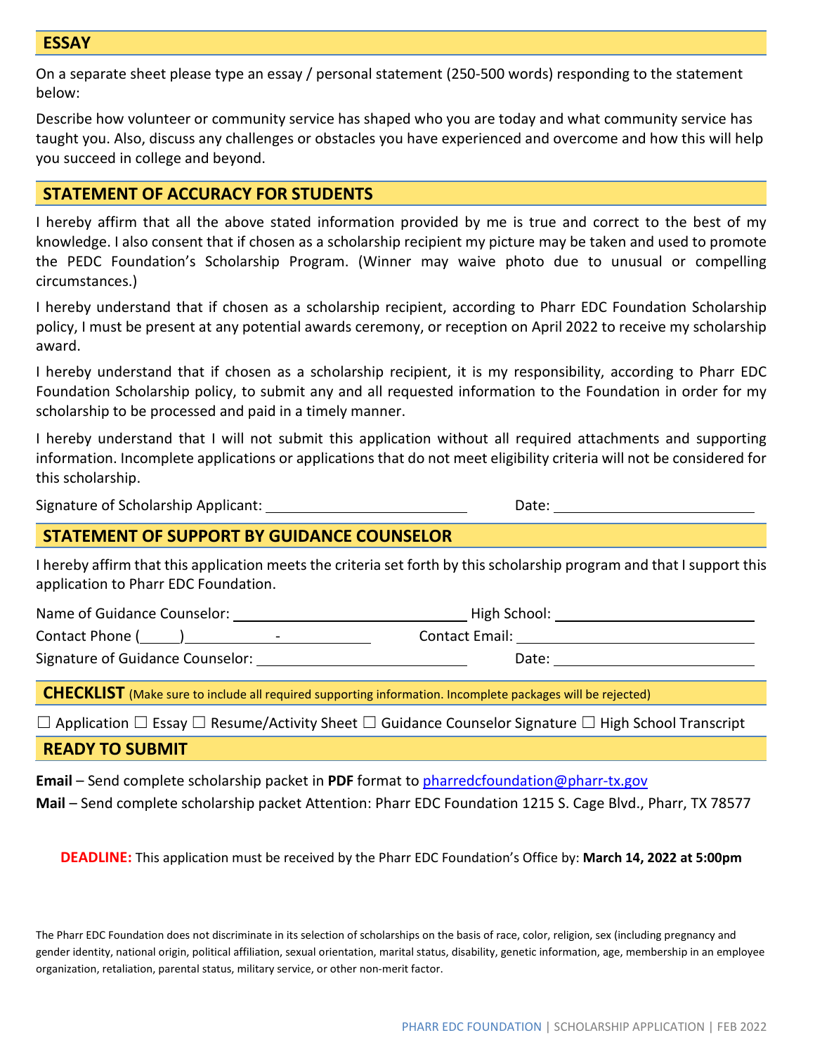## ESSAY

On a separate sheet please type an essay / personal statement (250-500 words) responding to the statement below:

Describe how volunteer or community service has shaped who you are today and what community service has taught you. Also, discuss any challenges or obstacles you have experienced and overcome and how this will help you succeed in college and beyond.

## STATEMENT OF ACCURACY FOR STUDENTS

I hereby affirm that all the above stated information provided by me is true and correct to the best of my knowledge. I also consent that if chosen as a scholarship recipient my picture may be taken and used to promote the PEDC Foundation's Scholarship Program. (Winner may waive photo due to unusual or compelling circumstances.)

I hereby understand that if chosen as a scholarship recipient, according to Pharr EDC Foundation Scholarship policy, I must be present at any potential awards ceremony, or reception on April 2022 to receive my scholarship award.

I hereby understand that if chosen as a scholarship recipient, it is my responsibility, according to Pharr EDC Foundation Scholarship policy, to submit any and all requested information to the Foundation in order for my scholarship to be processed and paid in a timely manner.

I hereby understand that I will not submit this application without all required attachments and supporting information. Incomplete applications or applications that do not meet eligibility criteria will not be considered for this scholarship.

Signature of Scholarship Applicant: ________________________ Date: ________________________

## STATEMENT OF SUPPORT BY GUIDANCE COUNSELOR

I hereby affirm that this application meets the criteria set forth by this scholarship program and that I support this application to Pharr EDC Foundation.

Name of Guidance Counselor: ____________________________ High School: ________________________

Contact Phone (_____)__________-__________ Contact Email: ____________________________

Signature of Guidance Counselor: ________________________ Date: ________________________

## CHECKLIST (Make sure to include all required supporting information. Incomplete packages will be rejected)

☐ Application ☐ Essay ☐ Resume/Activity Sheet ☐ Guidance Counselor Signature ☐ High School Transcript

## READY TO SUBMIT

**Email** – Send complete scholarship packet in **PDF** format to pharredcfoundation@pharr-tx.gov

**Mail** – Send complete scholarship packet Attention: Pharr EDC Foundation 1215 S. Cage Blvd., Pharr, TX 78577

**DEADLINE:** This application must be received by the Pharr EDC Foundation's Office by: **March 14, 2022 at 5:00pm**

The Pharr EDC Foundation does not discriminate in its selection of scholarships on the basis of race, color, religion, sex (including pregnancy and gender identity, national origin, political affiliation, sexual orientation, marital status, disability, genetic information, age, membership in an employee organization, retaliation, parental status, military service, or other non-merit factor.